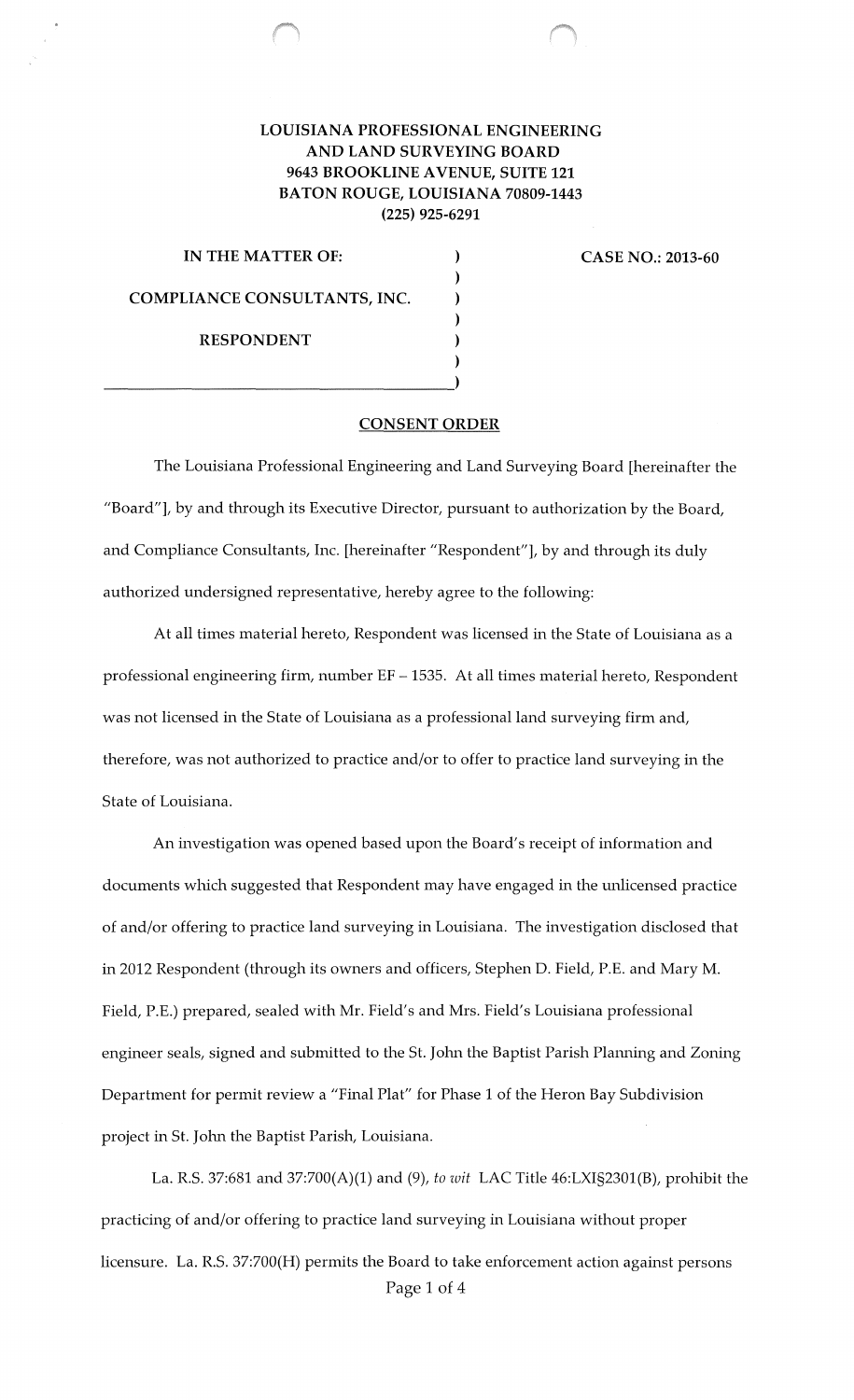**LOUISIANA PROFESSIONAL ENGINEERING AND LAND SURVEYING BOARD**
**9643 BROOKLINE AVENUE, SUITE 121**
**BATON ROUGE, LOUISIANA 70809-1443**
**(225) 925-6291**

| | | |
|---|---|---|
| **IN THE MATTER OF:** | ) | **CASE NO.: 2013-60** |
| | ) | |
| **COMPLIANCE CONSULTANTS, INC.** | ) | |
| | ) | |
| **RESPONDENT** | ) | |
| | ) | |
| | ) | |

## CONSENT ORDER

The Louisiana Professional Engineering and Land Surveying Board [hereinafter the "Board"], by and through its Executive Director, pursuant to authorization by the Board, and Compliance Consultants, Inc. [hereinafter "Respondent"], by and through its duly authorized undersigned representative, hereby agree to the following:

At all times material hereto, Respondent was licensed in the State of Louisiana as a professional engineering firm, number EF – 1535. At all times material hereto, Respondent was not licensed in the State of Louisiana as a professional land surveying firm and, therefore, was not authorized to practice and/or to offer to practice land surveying in the State of Louisiana.

An investigation was opened based upon the Board's receipt of information and documents which suggested that Respondent may have engaged in the unlicensed practice of and/or offering to practice land surveying in Louisiana. The investigation disclosed that in 2012 Respondent (through its owners and officers, Stephen D. Field, P.E. and Mary M. Field, P.E.) prepared, sealed with Mr. Field's and Mrs. Field's Louisiana professional engineer seals, signed and submitted to the St. John the Baptist Parish Planning and Zoning Department for permit review a "Final Plat" for Phase 1 of the Heron Bay Subdivision project in St. John the Baptist Parish, Louisiana.

La. R.S. 37:681 and 37:700(A)(1) and (9), *to wit* LAC Title 46:LXI§2301(B), prohibit the practicing of and/or offering to practice land surveying in Louisiana without proper licensure. La. R.S. 37:700(H) permits the Board to take enforcement action against persons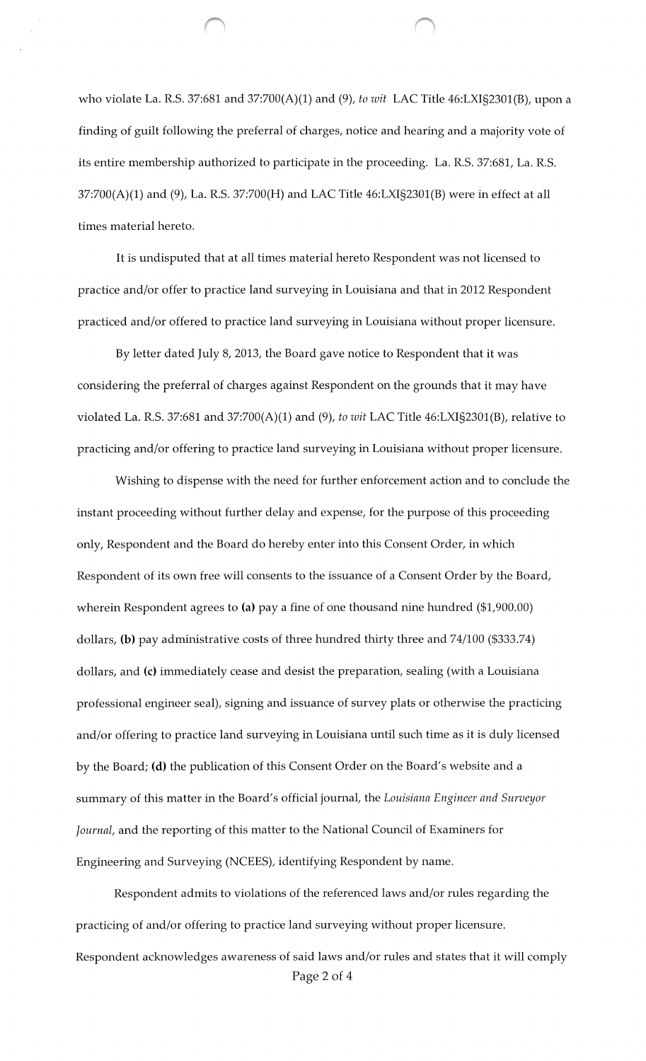who violate La. R.S. 37:681 and 37:700(A)(1) and (9), *to wit* LAC Title 46:LXI§2301(B), upon a finding of guilt following the preferral of charges, notice and hearing and a majority vote of its entire membership authorized to participate in the proceeding. La. R.S. 37:681, La. R.S. 37:700(A)(1) and (9), La. R.S. 37:700(H) and LAC Title 46:LXI§2301(B) were in effect at all times material hereto.

It is undisputed that at all times material hereto Respondent was not licensed to practice and/or offer to practice land surveying in Louisiana and that in 2012 Respondent practiced and/or offered to practice land surveying in Louisiana without proper licensure.

By letter dated July 8, 2013, the Board gave notice to Respondent that it was considering the preferral of charges against Respondent on the grounds that it may have violated La. R.S. 37:681 and 37:700(A)(1) and (9), *to wit* LAC Title 46:LXI§2301(B), relative to practicing and/or offering to practice land surveying in Louisiana without proper licensure.

Wishing to dispense with the need for further enforcement action and to conclude the instant proceeding without further delay and expense, for the purpose of this proceeding only, Respondent and the Board do hereby enter into this Consent Order, in which Respondent of its own free will consents to the issuance of a Consent Order by the Board, wherein Respondent agrees to **(a)** pay a fine of one thousand nine hundred ($1,900.00) dollars, **(b)** pay administrative costs of three hundred thirty three and 74/100 ($333.74) dollars, and **(c)** immediately cease and desist the preparation, sealing (with a Louisiana professional engineer seal), signing and issuance of survey plats or otherwise the practicing and/or offering to practice land surveying in Louisiana until such time as it is duly licensed by the Board; **(d)** the publication of this Consent Order on the Board's website and a summary of this matter in the Board's official journal, the *Louisiana Engineer and Surveyor Journal*, and the reporting of this matter to the National Council of Examiners for Engineering and Surveying (NCEES), identifying Respondent by name.

Respondent admits to violations of the referenced laws and/or rules regarding the practicing of and/or offering to practice land surveying without proper licensure. Respondent acknowledges awareness of said laws and/or rules and states that it will comply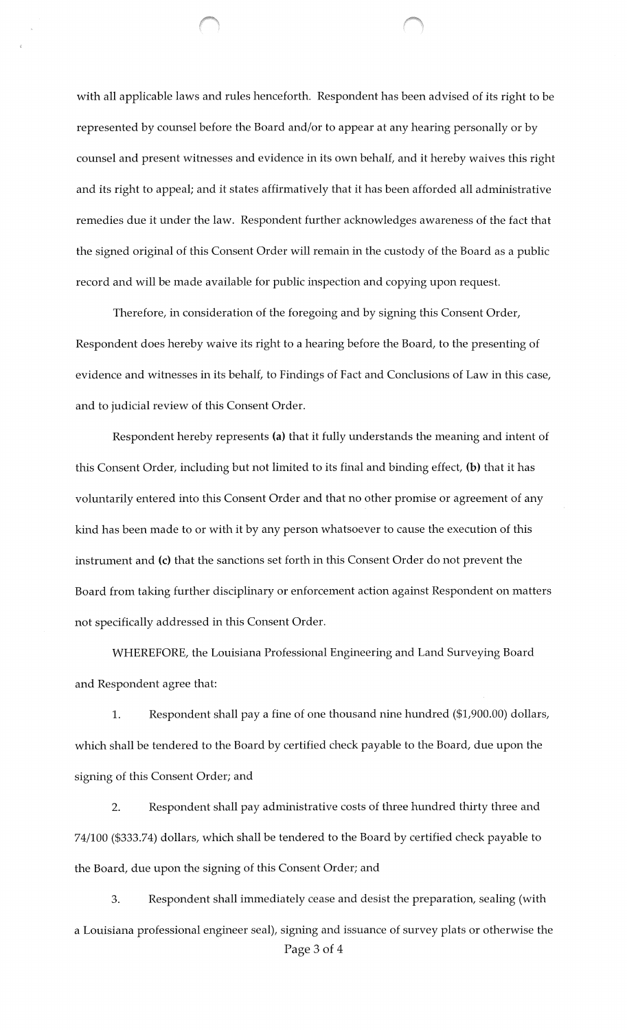with all applicable laws and rules henceforth. Respondent has been advised of its right to be represented by counsel before the Board and/or to appear at any hearing personally or by counsel and present witnesses and evidence in its own behalf, and it hereby waives this right and its right to appeal; and it states affirmatively that it has been afforded all administrative remedies due it under the law. Respondent further acknowledges awareness of the fact that the signed original of this Consent Order will remain in the custody of the Board as a public record and will be made available for public inspection and copying upon request.

Therefore, in consideration of the foregoing and by signing this Consent Order, Respondent does hereby waive its right to a hearing before the Board, to the presenting of evidence and witnesses in its behalf, to Findings of Fact and Conclusions of Law in this case, and to judicial review of this Consent Order.

Respondent hereby represents **(a)** that it fully understands the meaning and intent of this Consent Order, including but not limited to its final and binding effect, **(b)** that it has voluntarily entered into this Consent Order and that no other promise or agreement of any kind has been made to or with it by any person whatsoever to cause the execution of this instrument and **(c)** that the sanctions set forth in this Consent Order do not prevent the Board from taking further disciplinary or enforcement action against Respondent on matters not specifically addressed in this Consent Order.

WHEREFORE, the Louisiana Professional Engineering and Land Surveying Board and Respondent agree that:

1. Respondent shall pay a fine of one thousand nine hundred ($1,900.00) dollars, which shall be tendered to the Board by certified check payable to the Board, due upon the signing of this Consent Order; and

2. Respondent shall pay administrative costs of three hundred thirty three and 74/100 ($333.74) dollars, which shall be tendered to the Board by certified check payable to the Board, due upon the signing of this Consent Order; and

3. Respondent shall immediately cease and desist the preparation, sealing (with a Louisiana professional engineer seal), signing and issuance of survey plats or otherwise the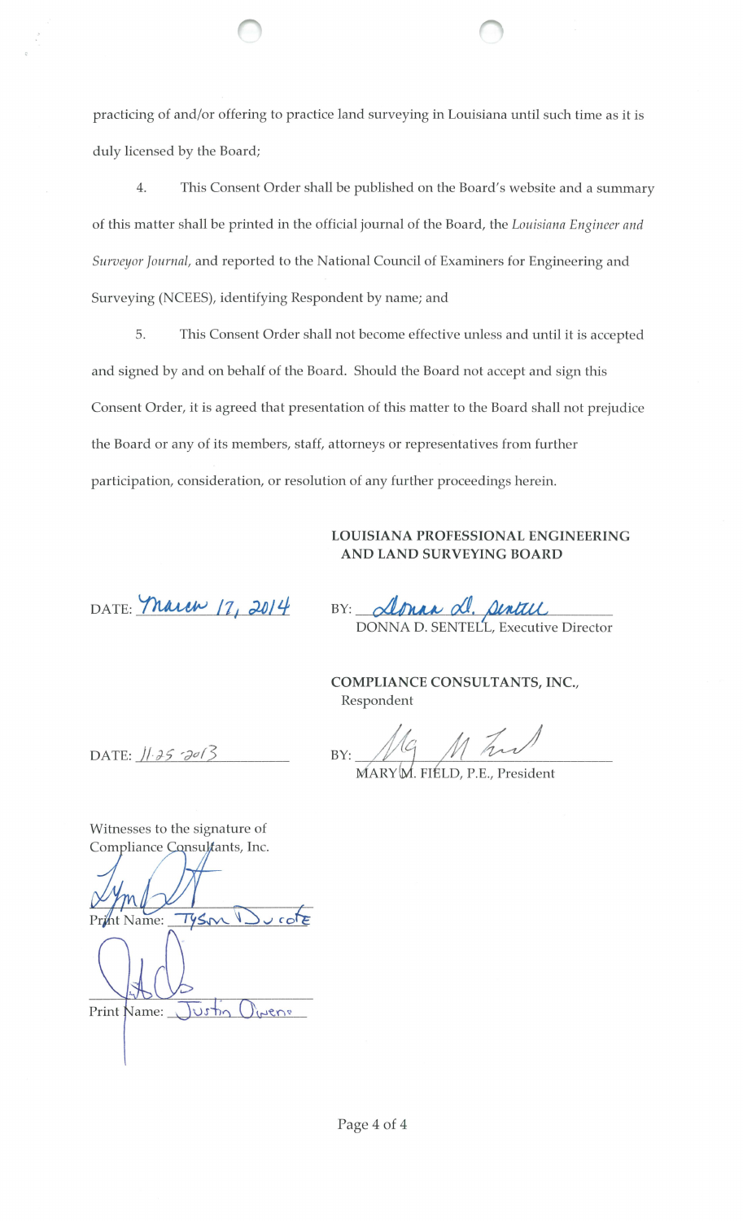practicing of and/or offering to practice land surveying in Louisiana until such time as it is duly licensed by the Board;

4. This Consent Order shall be published on the Board's website and a summary of this matter shall be printed in the official journal of the Board, the *Louisiana Engineer and Surveyor Journal*, and reported to the National Council of Examiners for Engineering and Surveying (NCEES), identifying Respondent by name; and

5. This Consent Order shall not become effective unless and until it is accepted and signed by and on behalf of the Board. Should the Board not accept and sign this Consent Order, it is agreed that presentation of this matter to the Board shall not prejudice the Board or any of its members, staff, attorneys or representatives from further participation, consideration, or resolution of any further proceedings herein.

**LOUISIANA PROFESSIONAL ENGINEERING AND LAND SURVEYING BOARD**

DATE: March 17, 2014

BY: Donna D. Sentell
DONNA D. SENTELL, Executive Director

**COMPLIANCE CONSULTANTS, INC.,**
Respondent

DATE: 11-25-2013

BY: Mary M. Field
MARY M. FIELD, P.E., President

Witnesses to the signature of Compliance Consultants, Inc.

Print Name: Tyson Ducote

Print Name: Justin Owens